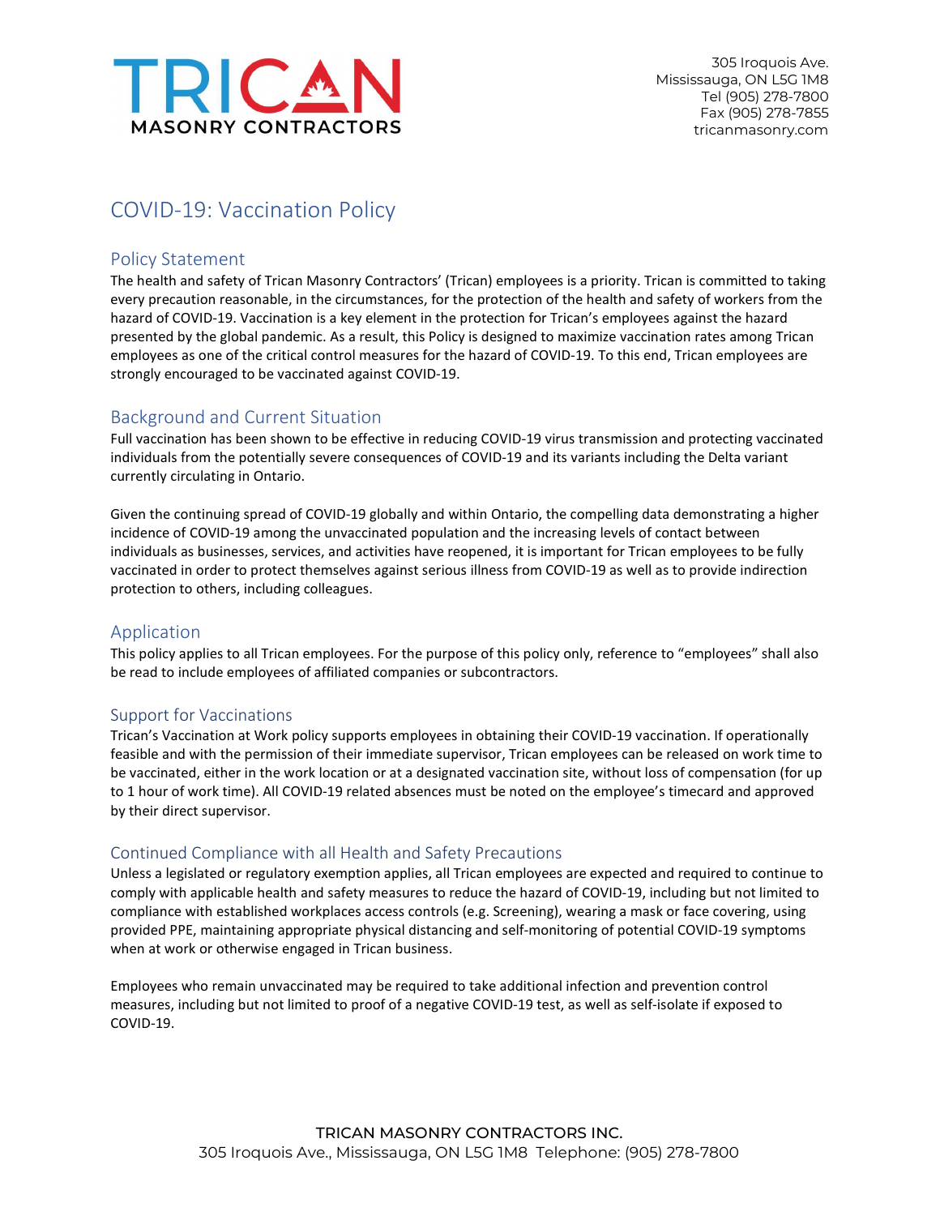TRICAN
MASONRY CONTRACTORS

305 Iroquois Ave.
Mississauga, ON L5G 1M8
Tel (905) 278-7800
Fax (905) 278-7855
tricanmasonry.com

# COVID-19: Vaccination Policy

## Policy Statement

The health and safety of Trican Masonry Contractors' (Trican) employees is a priority. Trican is committed to taking every precaution reasonable, in the circumstances, for the protection of the health and safety of workers from the hazard of COVID-19. Vaccination is a key element in the protection for Trican's employees against the hazard presented by the global pandemic. As a result, this Policy is designed to maximize vaccination rates among Trican employees as one of the critical control measures for the hazard of COVID-19. To this end, Trican employees are strongly encouraged to be vaccinated against COVID-19.

## Background and Current Situation

Full vaccination has been shown to be effective in reducing COVID-19 virus transmission and protecting vaccinated individuals from the potentially severe consequences of COVID-19 and its variants including the Delta variant currently circulating in Ontario.

Given the continuing spread of COVID-19 globally and within Ontario, the compelling data demonstrating a higher incidence of COVID-19 among the unvaccinated population and the increasing levels of contact between individuals as businesses, services, and activities have reopened, it is important for Trican employees to be fully vaccinated in order to protect themselves against serious illness from COVID-19 as well as to provide indirection protection to others, including colleagues.

## Application

This policy applies to all Trican employees. For the purpose of this policy only, reference to "employees" shall also be read to include employees of affiliated companies or subcontractors.

## Support for Vaccinations

Trican's Vaccination at Work policy supports employees in obtaining their COVID-19 vaccination. If operationally feasible and with the permission of their immediate supervisor, Trican employees can be released on work time to be vaccinated, either in the work location or at a designated vaccination site, without loss of compensation (for up to 1 hour of work time). All COVID-19 related absences must be noted on the employee's timecard and approved by their direct supervisor.

## Continued Compliance with all Health and Safety Precautions

Unless a legislated or regulatory exemption applies, all Trican employees are expected and required to continue to comply with applicable health and safety measures to reduce the hazard of COVID-19, including but not limited to compliance with established workplaces access controls (e.g. Screening), wearing a mask or face covering, using provided PPE, maintaining appropriate physical distancing and self-monitoring of potential COVID-19 symptoms when at work or otherwise engaged in Trican business.

Employees who remain unvaccinated may be required to take additional infection and prevention control measures, including but not limited to proof of a negative COVID-19 test, as well as self-isolate if exposed to COVID-19.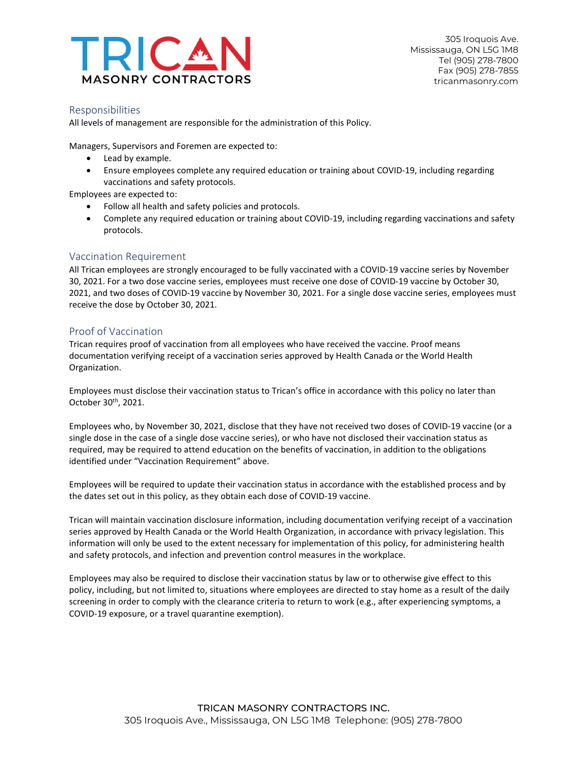## Responsibilities

All levels of management are responsible for the administration of this Policy.

Managers, Supervisors and Foremen are expected to:

- Lead by example.
- Ensure employees complete any required education or training about COVID-19, including regarding vaccinations and safety protocols.

Employees are expected to:

- Follow all health and safety policies and protocols.
- Complete any required education or training about COVID-19, including regarding vaccinations and safety protocols.

## Vaccination Requirement

All Trican employees are strongly encouraged to be fully vaccinated with a COVID-19 vaccine series by November 30, 2021. For a two dose vaccine series, employees must receive one dose of COVID-19 vaccine by October 30, 2021, and two doses of COVID-19 vaccine by November 30, 2021. For a single dose vaccine series, employees must receive the dose by October 30, 2021.

## Proof of Vaccination

Trican requires proof of vaccination from all employees who have received the vaccine. Proof means documentation verifying receipt of a vaccination series approved by Health Canada or the World Health Organization.

Employees must disclose their vaccination status to Trican's office in accordance with this policy no later than October 30th, 2021.

Employees who, by November 30, 2021, disclose that they have not received two doses of COVID-19 vaccine (or a single dose in the case of a single dose vaccine series), or who have not disclosed their vaccination status as required, may be required to attend education on the benefits of vaccination, in addition to the obligations identified under "Vaccination Requirement" above.

Employees will be required to update their vaccination status in accordance with the established process and by the dates set out in this policy, as they obtain each dose of COVID-19 vaccine.

Trican will maintain vaccination disclosure information, including documentation verifying receipt of a vaccination series approved by Health Canada or the World Health Organization, in accordance with privacy legislation. This information will only be used to the extent necessary for implementation of this policy, for administering health and safety protocols, and infection and prevention control measures in the workplace.

Employees may also be required to disclose their vaccination status by law or to otherwise give effect to this policy, including, but not limited to, situations where employees are directed to stay home as a result of the daily screening in order to comply with the clearance criteria to return to work (e.g., after experiencing symptoms, a COVID-19 exposure, or a travel quarantine exemption).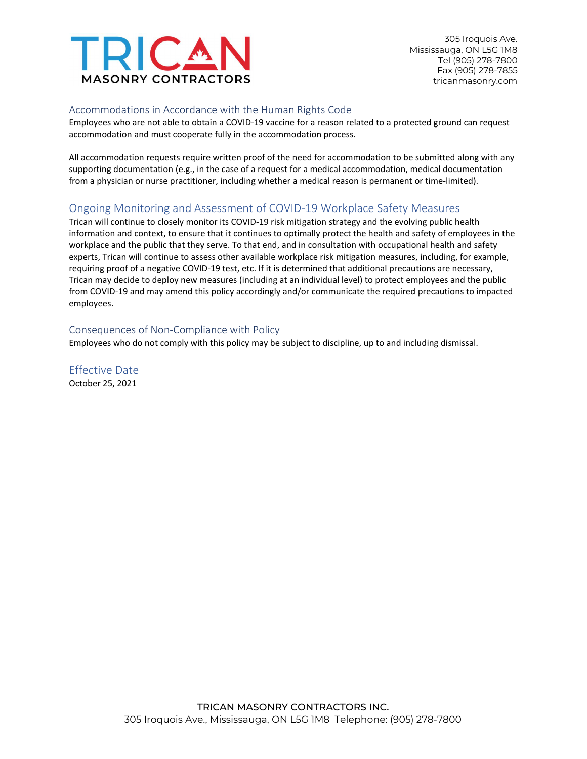## Accommodations in Accordance with the Human Rights Code

Employees who are not able to obtain a COVID-19 vaccine for a reason related to a protected ground can request accommodation and must cooperate fully in the accommodation process.

All accommodation requests require written proof of the need for accommodation to be submitted along with any supporting documentation (e.g., in the case of a request for a medical accommodation, medical documentation from a physician or nurse practitioner, including whether a medical reason is permanent or time-limited).

## Ongoing Monitoring and Assessment of COVID-19 Workplace Safety Measures

Trican will continue to closely monitor its COVID-19 risk mitigation strategy and the evolving public health information and context, to ensure that it continues to optimally protect the health and safety of employees in the workplace and the public that they serve. To that end, and in consultation with occupational health and safety experts, Trican will continue to assess other available workplace risk mitigation measures, including, for example, requiring proof of a negative COVID-19 test, etc. If it is determined that additional precautions are necessary, Trican may decide to deploy new measures (including at an individual level) to protect employees and the public from COVID-19 and may amend this policy accordingly and/or communicate the required precautions to impacted employees.

## Consequences of Non-Compliance with Policy

Employees who do not comply with this policy may be subject to discipline, up to and including dismissal.

## Effective Date

October 25, 2021